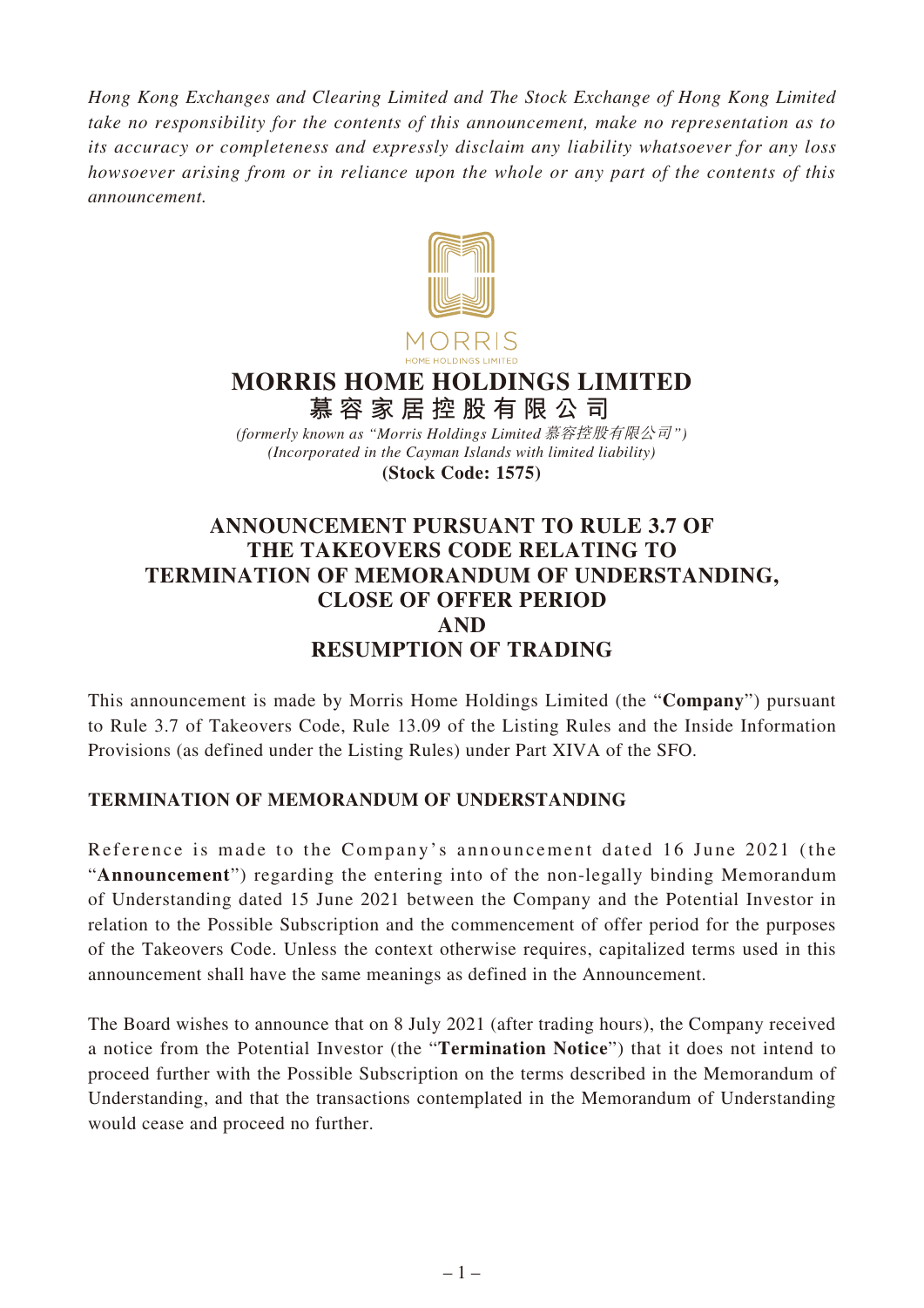*Hong Kong Exchanges and Clearing Limited and The Stock Exchange of Hong Kong Limited take no responsibility for the contents of this announcement, make no representation as to its accuracy or completeness and expressly disclaim any liability whatsoever for any loss howsoever arising from or in reliance upon the whole or any part of the contents of this announcement.*

MORRIS
HOME HOLDINGS LIMITED

# MORRIS HOME HOLDINGS LIMITED
# 慕容家居控股有限公司

*(formerly known as "Morris Holdings Limited 慕容控股有限公司")*
*(Incorporated in the Cayman Islands with limited liability)*
**(Stock Code: 1575)**

## ANNOUNCEMENT PURSUANT TO RULE 3.7 OF THE TAKEOVERS CODE RELATING TO TERMINATION OF MEMORANDUM OF UNDERSTANDING, CLOSE OF OFFER PERIOD AND RESUMPTION OF TRADING

This announcement is made by Morris Home Holdings Limited (the "**Company**") pursuant to Rule 3.7 of Takeovers Code, Rule 13.09 of the Listing Rules and the Inside Information Provisions (as defined under the Listing Rules) under Part XIVA of the SFO.

### TERMINATION OF MEMORANDUM OF UNDERSTANDING

Reference is made to the Company's announcement dated 16 June 2021 (the "**Announcement**") regarding the entering into of the non-legally binding Memorandum of Understanding dated 15 June 2021 between the Company and the Potential Investor in relation to the Possible Subscription and the commencement of offer period for the purposes of the Takeovers Code. Unless the context otherwise requires, capitalized terms used in this announcement shall have the same meanings as defined in the Announcement.

The Board wishes to announce that on 8 July 2021 (after trading hours), the Company received a notice from the Potential Investor (the "**Termination Notice**") that it does not intend to proceed further with the Possible Subscription on the terms described in the Memorandum of Understanding, and that the transactions contemplated in the Memorandum of Understanding would cease and proceed no further.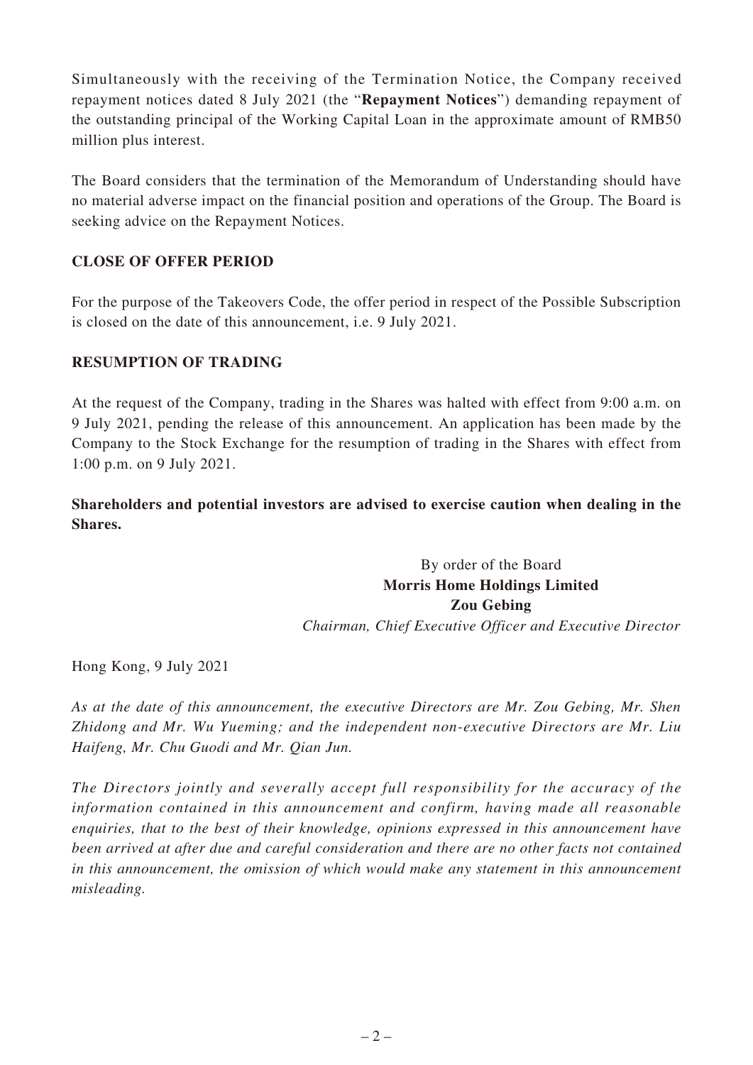Simultaneously with the receiving of the Termination Notice, the Company received repayment notices dated 8 July 2021 (the "**Repayment Notices**") demanding repayment of the outstanding principal of the Working Capital Loan in the approximate amount of RMB50 million plus interest.

The Board considers that the termination of the Memorandum of Understanding should have no material adverse impact on the financial position and operations of the Group. The Board is seeking advice on the Repayment Notices.

**CLOSE OF OFFER PERIOD**

For the purpose of the Takeovers Code, the offer period in respect of the Possible Subscription is closed on the date of this announcement, i.e. 9 July 2021.

**RESUMPTION OF TRADING**

At the request of the Company, trading in the Shares was halted with effect from 9:00 a.m. on 9 July 2021, pending the release of this announcement. An application has been made by the Company to the Stock Exchange for the resumption of trading in the Shares with effect from 1:00 p.m. on 9 July 2021.

**Shareholders and potential investors are advised to exercise caution when dealing in the Shares.**

By order of the Board
**Morris Home Holdings Limited**
**Zou Gebing**
*Chairman, Chief Executive Officer and Executive Director*

Hong Kong, 9 July 2021

*As at the date of this announcement, the executive Directors are Mr. Zou Gebing, Mr. Shen Zhidong and Mr. Wu Yueming; and the independent non-executive Directors are Mr. Liu Haifeng, Mr. Chu Guodi and Mr. Qian Jun.*

*The Directors jointly and severally accept full responsibility for the accuracy of the information contained in this announcement and confirm, having made all reasonable enquiries, that to the best of their knowledge, opinions expressed in this announcement have been arrived at after due and careful consideration and there are no other facts not contained in this announcement, the omission of which would make any statement in this announcement misleading.*